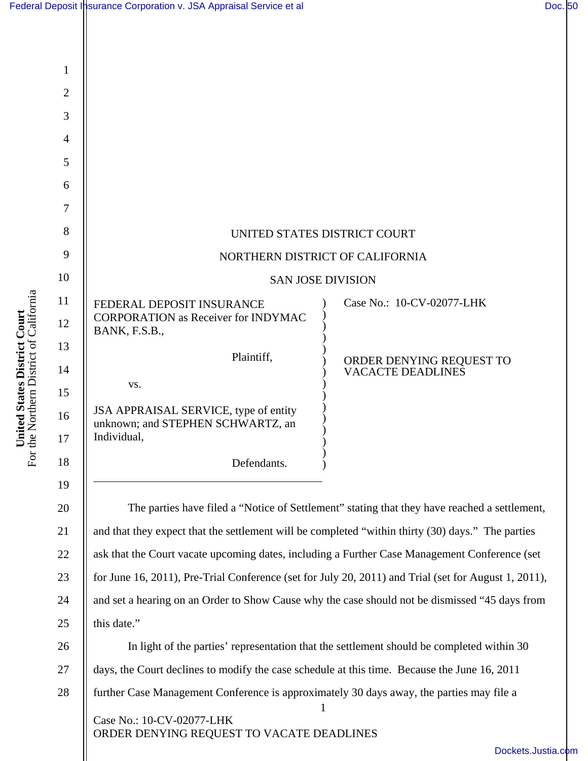UNITED STATES DISTRICT COURT

NORTHERN DISTRICT OF CALIFORNIA

SAN JOSE DIVISION

FEDERAL DEPOSIT INSURANCE CORPORATION as Receiver for INDYMAC BANK, F.S.B.,

Plaintiff,

vs.

JSA APPRAISAL SERVICE, type of entity unknown; and STEPHEN SCHWARTZ, an Individual,

Defendants.

Case No.: 10-CV-02077-LHK

ORDER DENYING REQUEST TO VACACTE DEADLINES

The parties have filed a "Notice of Settlement" stating that they have reached a settlement, and that they expect that the settlement will be completed "within thirty (30) days." The parties ask that the Court vacate upcoming dates, including a Further Case Management Conference (set for June 16, 2011), Pre-Trial Conference (set for July 20, 2011) and Trial (set for August 1, 2011), and set a hearing on an Order to Show Cause why the case should not be dismissed "45 days from this date."

In light of the parties' representation that the settlement should be completed within 30 days, the Court declines to modify the case schedule at this time. Because the June 16, 2011 further Case Management Conference is approximately 30 days away, the parties may file a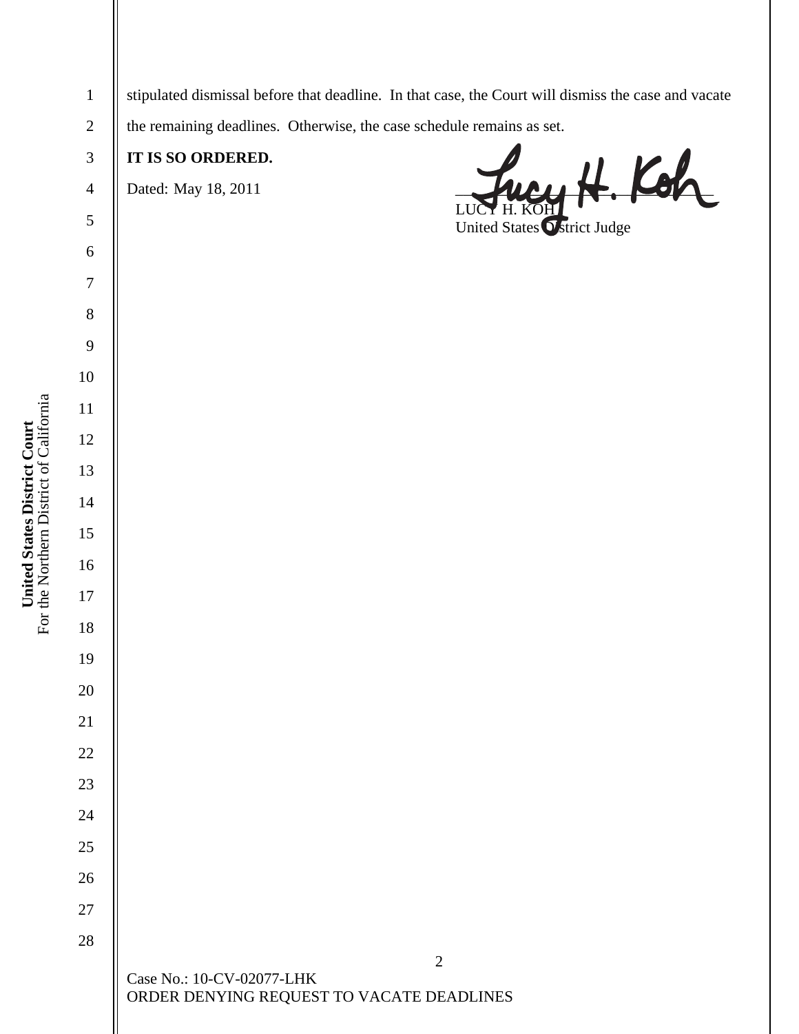stipulated dismissal before that deadline. In that case, the Court will dismiss the case and vacate the remaining deadlines. Otherwise, the case schedule remains as set.

**IT IS SO ORDERED.**

Dated: May 18, 2011

LUCY H. KOH
United States District Judge

Case No.: 10-CV-02077-LHK
ORDER DENYING REQUEST TO VACATE DEADLINES